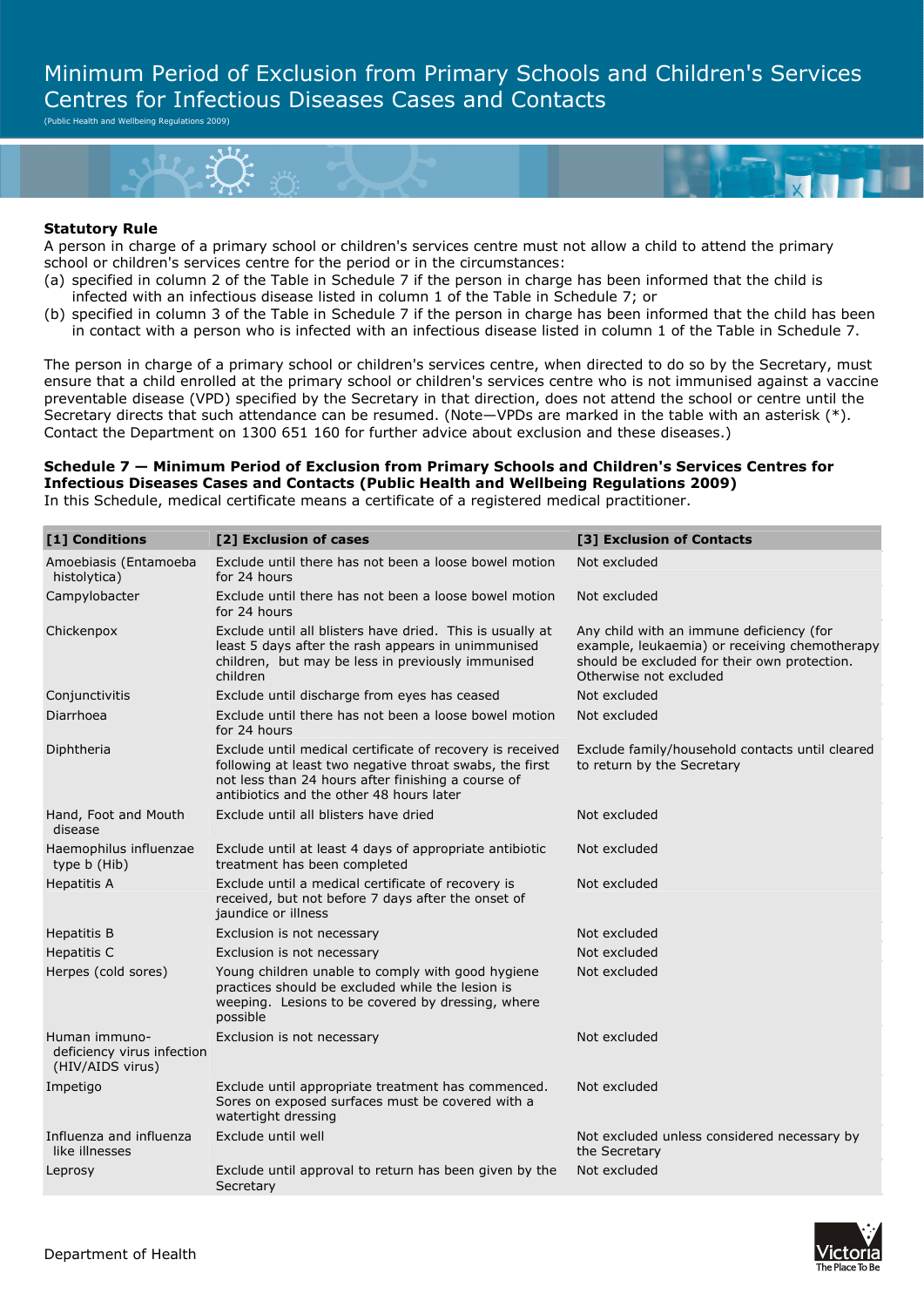# Minimum Period of Exclusion from Primary Schools and Children's Services Centres for Infectious Diseases Cases and Contacts

(Public Health and Wellbeing Regulations 2009)

**Statutory Rule**

A person in charge of a primary school or children's services centre must not allow a child to attend the primary school or children's services centre for the period or in the circumstances:

(a) specified in column 2 of the Table in Schedule 7 if the person in charge has been informed that the child is infected with an infectious disease listed in column 1 of the Table in Schedule 7; or

(b) specified in column 3 of the Table in Schedule 7 if the person in charge has been informed that the child has been in contact with a person who is infected with an infectious disease listed in column 1 of the Table in Schedule 7.

The person in charge of a primary school or children's services centre, when directed to do so by the Secretary, must ensure that a child enrolled at the primary school or children's services centre who is not immunised against a vaccine preventable disease (VPD) specified by the Secretary in that direction, does not attend the school or centre until the Secretary directs that such attendance can be resumed. (Note—VPDs are marked in the table with an asterisk (*). Contact the Department on 1300 651 160 for further advice about exclusion and these diseases.)

**Schedule 7 — Minimum Period of Exclusion from Primary Schools and Children's Services Centres for Infectious Diseases Cases and Contacts (Public Health and Wellbeing Regulations 2009)**

In this Schedule, medical certificate means a certificate of a registered medical practitioner.

| [1] Conditions | [2] Exclusion of cases | [3] Exclusion of Contacts |
|---|---|---|
| Amoebiasis (Entamoeba histolytica) | Exclude until there has not been a loose bowel motion for 24 hours | Not excluded |
| Campylobacter | Exclude until there has not been a loose bowel motion for 24 hours | Not excluded |
| Chickenpox | Exclude until all blisters have dried. This is usually at least 5 days after the rash appears in unimmunised children, but may be less in previously immunised children | Any child with an immune deficiency (for example, leukaemia) or receiving chemotherapy should be excluded for their own protection. Otherwise not excluded |
| Conjunctivitis | Exclude until discharge from eyes has ceased | Not excluded |
| Diarrhoea | Exclude until there has not been a loose bowel motion for 24 hours | Not excluded |
| Diphtheria | Exclude until medical certificate of recovery is received following at least two negative throat swabs, the first not less than 24 hours after finishing a course of antibiotics and the other 48 hours later | Exclude family/household contacts until cleared to return by the Secretary |
| Hand, Foot and Mouth disease | Exclude until all blisters have dried | Not excluded |
| Haemophilus influenzae type b (Hib) | Exclude until at least 4 days of appropriate antibiotic treatment has been completed | Not excluded |
| Hepatitis A | Exclude until a medical certificate of recovery is received, but not before 7 days after the onset of jaundice or illness | Not excluded |
| Hepatitis B | Exclusion is not necessary | Not excluded |
| Hepatitis C | Exclusion is not necessary | Not excluded |
| Herpes (cold sores) | Young children unable to comply with good hygiene practices should be excluded while the lesion is weeping. Lesions to be covered by dressing, where possible | Not excluded |
| Human immuno-deficiency virus infection (HIV/AIDS virus) | Exclusion is not necessary | Not excluded |
| Impetigo | Exclude until appropriate treatment has commenced. Sores on exposed surfaces must be covered with a watertight dressing | Not excluded |
| Influenza and influenza like illnesses | Exclude until well | Not excluded unless considered necessary by the Secretary |
| Leprosy | Exclude until approval to return has been given by the Secretary | Not excluded |

Department of Health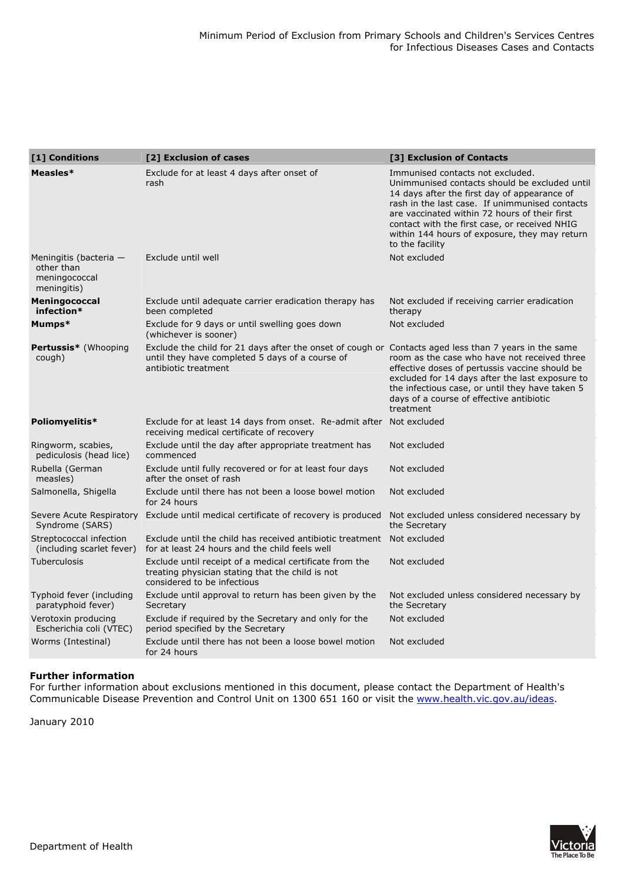| [1] Conditions | [2] Exclusion of cases | [3] Exclusion of Contacts |
|---|---|---|
| **Measles*** | Exclude for at least 4 days after onset of rash | Immunised contacts not excluded. Unimmunised contacts should be excluded until 14 days after the first day of appearance of rash in the last case. If unimmunised contacts are vaccinated within 72 hours of their first contact with the first case, or received NHIG within 144 hours of exposure, they may return to the facility |
| Meningitis (bacteria — other than meningococcal meningitis) | Exclude until well | Not excluded |
| **Meningococcal infection*** | Exclude until adequate carrier eradication therapy has been completed | Not excluded if receiving carrier eradication therapy |
| **Mumps*** | Exclude for 9 days or until swelling goes down (whichever is sooner) | Not excluded |
| **Pertussis*** (Whooping cough) | Exclude the child for 21 days after the onset of cough or until they have completed 5 days of a course of antibiotic treatment | Contacts aged less than 7 years in the same room as the case who have not received three effective doses of pertussis vaccine should be excluded for 14 days after the last exposure to the infectious case, or until they have taken 5 days of a course of effective antibiotic treatment |
| **Poliomyelitis*** | Exclude for at least 14 days from onset. Re-admit after receiving medical certificate of recovery | Not excluded |
| Ringworm, scabies, pediculosis (head lice) | Exclude until the day after appropriate treatment has commenced | Not excluded |
| Rubella (German measles) | Exclude until fully recovered or for at least four days after the onset of rash | Not excluded |
| Salmonella, Shigella | Exclude until there has not been a loose bowel motion for 24 hours | Not excluded |
| Severe Acute Respiratory Syndrome (SARS) | Exclude until medical certificate of recovery is produced | Not excluded unless considered necessary by the Secretary |
| Streptococcal infection (including scarlet fever) | Exclude until the child has received antibiotic treatment for at least 24 hours and the child feels well | Not excluded |
| Tuberculosis | Exclude until receipt of a medical certificate from the treating physician stating that the child is not considered to be infectious | Not excluded |
| Typhoid fever (including paratyphoid fever) | Exclude until approval to return has been given by the Secretary | Not excluded unless considered necessary by the Secretary |
| Verotoxin producing Escherichia coli (VTEC) | Exclude if required by the Secretary and only for the period specified by the Secretary | Not excluded |
| Worms (Intestinal) | Exclude until there has not been a loose bowel motion for 24 hours | Not excluded |

**Further information**

For further information about exclusions mentioned in this document, please contact the Department of Health's Communicable Disease Prevention and Control Unit on 1300 651 160 or visit the www.health.vic.gov.au/ideas.

January 2010

Department of Health